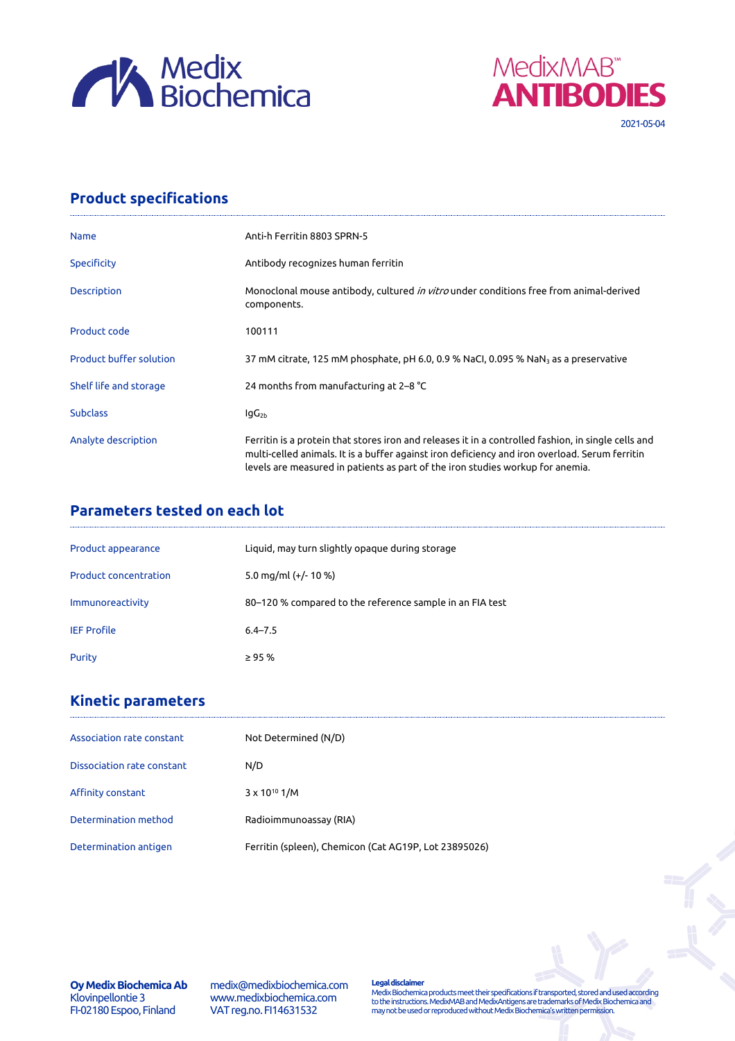Medix Biochemica

MedixMAB™ ANTIBODIES

2021-05-04

## Product specifications

| | |
|---|---|
| Name | Anti-h Ferritin 8803 SPRN-5 |
| Specificity | Antibody recognizes human ferritin |
| Description | Monoclonal mouse antibody, cultured *in vitro* under conditions free from animal-derived components. |
| Product code | 100111 |
| Product buffer solution | 37 mM citrate, 125 mM phosphate, pH 6.0, 0.9 % NaCl, 0.095 % $NaN_3$ as a preservative |
| Shelf life and storage | 24 months from manufacturing at 2–8 °C |
| Subclass | $IgG_{2b}$ |
| Analyte description | Ferritin is a protein that stores iron and releases it in a controlled fashion, in single cells and multi-celled animals. It is a buffer against iron deficiency and iron overload. Serum ferritin levels are measured in patients as part of the iron studies workup for anemia. |

## Parameters tested on each lot

| | |
|---|---|
| Product appearance | Liquid, may turn slightly opaque during storage |
| Product concentration | 5.0 mg/ml (+/- 10 %) |
| Immunoreactivity | 80–120 % compared to the reference sample in an FIA test |
| IEF Profile | 6.4–7.5 |
| Purity | ≥ 95 % |

## Kinetic parameters

| | |
|---|---|
| Association rate constant | Not Determined (N/D) |
| Dissociation rate constant | N/D |
| Affinity constant | $3 \times 10^{10}$ 1/M |
| Determination method | Radioimmunoassay (RIA) |
| Determination antigen | Ferritin (spleen), Chemicon (Cat AG19P, Lot 23895026) |

**Oy Medix Biochemica Ab**
Klovinpellontie 3
FI-02180 Espoo, Finland

medix@medixbiochemica.com
www.medixbiochemica.com
VAT reg.no. FI14631532

**Legal disclaimer**
Medix Biochemica products meet their specifications if transported, stored and used according to the instructions. MedixMAB and MedixAntigens are trademarks of Medix Biochemica and may not be used or reproduced without Medix Biochemica's written permission.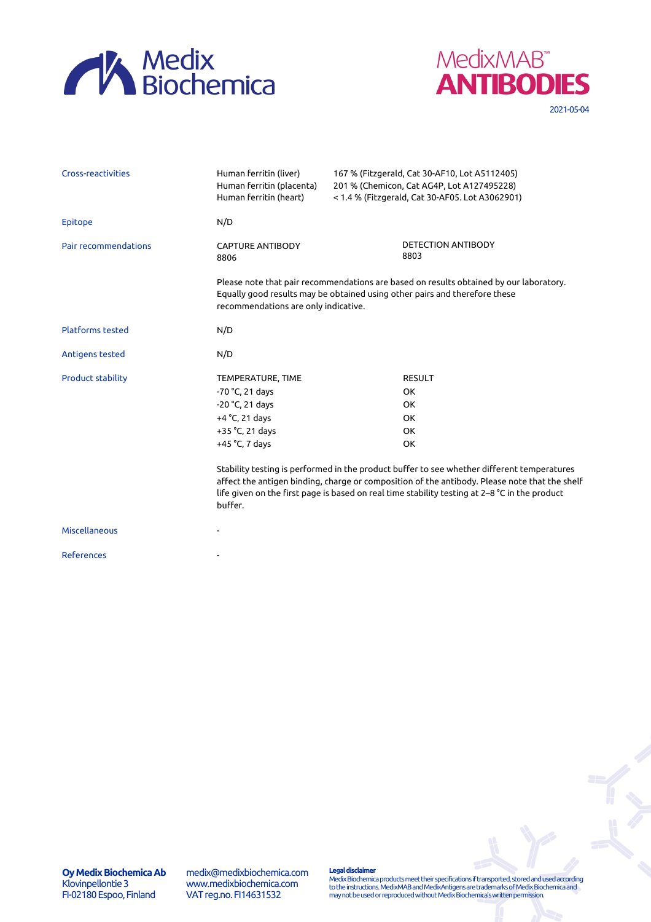2021-05-04

| | | |
|---|---|---|
| Cross-reactivities | Human ferritin (liver)<br>Human ferritin (placenta)<br>Human ferritin (heart) | 167 % (Fitzgerald, Cat 30-AF10, Lot A5112405)<br>201 % (Chemicon, Cat AG4P, Lot A127495228)<br>< 1.4 % (Fitzgerald, Cat 30-AF05. Lot A3062901) |
| Epitope | N/D | |
| Pair recommendations | CAPTURE ANTIBODY<br>8806 | DETECTION ANTIBODY<br>8803 |

Please note that pair recommendations are based on results obtained by our laboratory. Equally good results may be obtained using other pairs and therefore these recommendations are only indicative.

| | | |
|---|---|---|
| Platforms tested | N/D | |
| Antigens tested | N/D | |
| Product stability | TEMPERATURE, TIME | RESULT |
| | -70 °C, 21 days | OK |
| | -20 °C, 21 days | OK |
| | +4 °C, 21 days | OK |
| | +35 °C, 21 days | OK |
| | +45 °C, 7 days | OK |

Stability testing is performed in the product buffer to see whether different temperatures affect the antigen binding, charge or composition of the antibody. Please note that the shelf life given on the first page is based on real time stability testing at 2–8 °C in the product buffer.

| | |
|---|---|
| Miscellaneous | - |
| References | - |

**Oy Medix Biochemica Ab**
Klovinpellontie 3
FI-02180 Espoo, Finland

medix@medixbiochemica.com
www.medixbiochemica.com
VAT reg.no. FI14631532

**Legal disclaimer**
Medix Biochemica products meet their specifications if transported, stored and used according to the instructions. MedixMAB and MedixAntigens are trademarks of Medix Biochemica and may not be used or reproduced without Medix Biochemica's written permission.